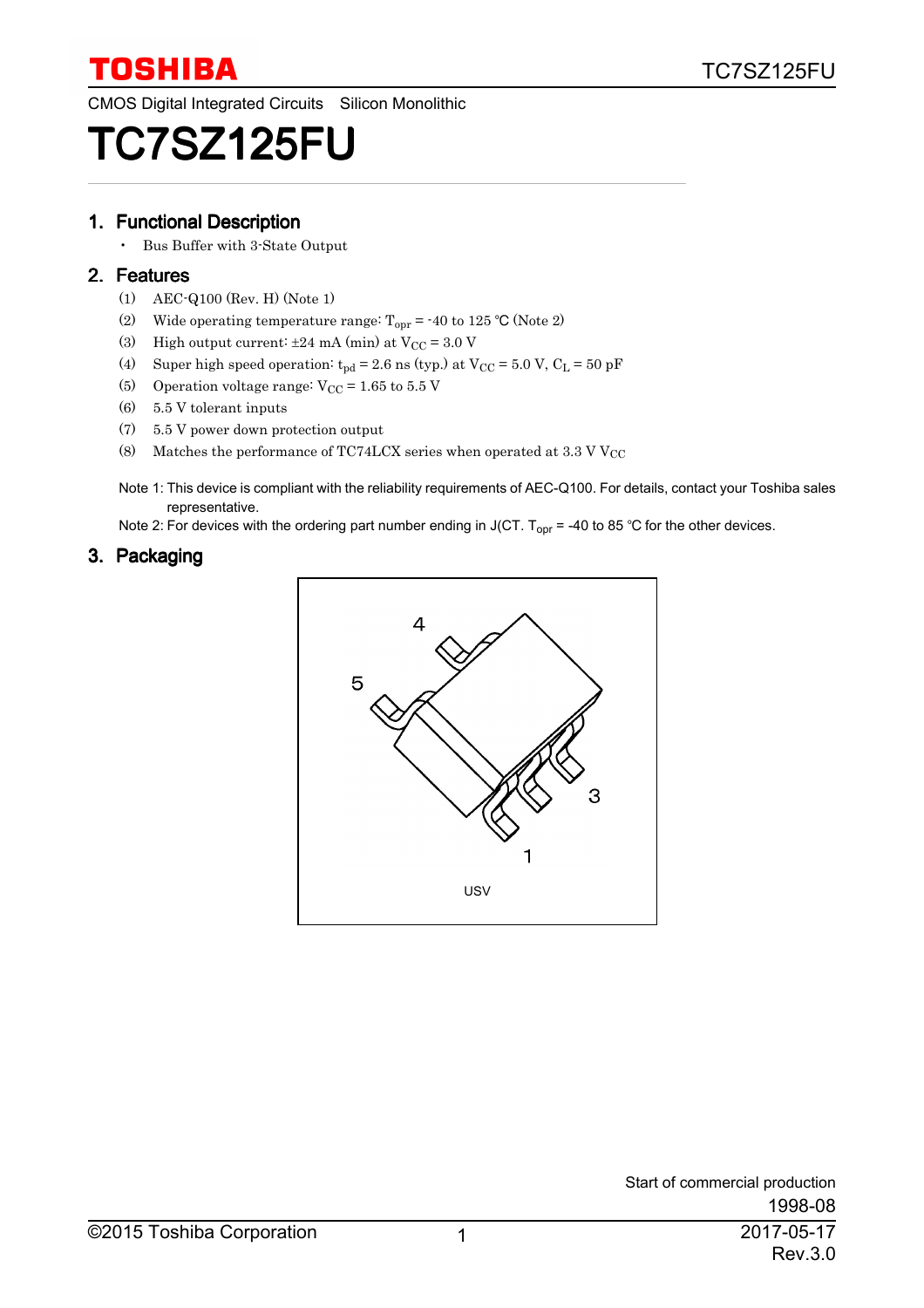TOSHIBA

CMOS Digital Integrated Circuits Silicon Monolithic

# TC7SZ125FU

## 1. Functional Description

- Bus Buffer with 3-State Output

## 2. Features

(1) AEC-Q100 (Rev. H) (Note 1)

(2) Wide operating temperature range: $T_{opr}$ = -40 to 125 °C (Note 2)

(3) High output current: ±24 mA (min) at $V_{CC}$ = 3.0 V

(4) Super high speed operation: $t_{pd}$ = 2.6 ns (typ.) at $V_{CC}$ = 5.0 V, $C_L$ = 50 pF

(5) Operation voltage range: $V_{CC}$ = 1.65 to 5.5 V

(6) 5.5 V tolerant inputs

(7) 5.5 V power down protection output

(8) Matches the performance of TC74LCX series when operated at 3.3 V $V_{CC}$

Note 1: This device is compliant with the reliability requirements of AEC-Q100. For details, contact your Toshiba sales representative.

Note 2: For devices with the ordering part number ending in J(CT. $T_{opr}$ = -40 to 85 °C for the other devices.

## 3. Packaging

4
5
3
1

USV

Start of commercial production
1998-08

©2015 Toshiba Corporation

2017-05-17
Rev.3.0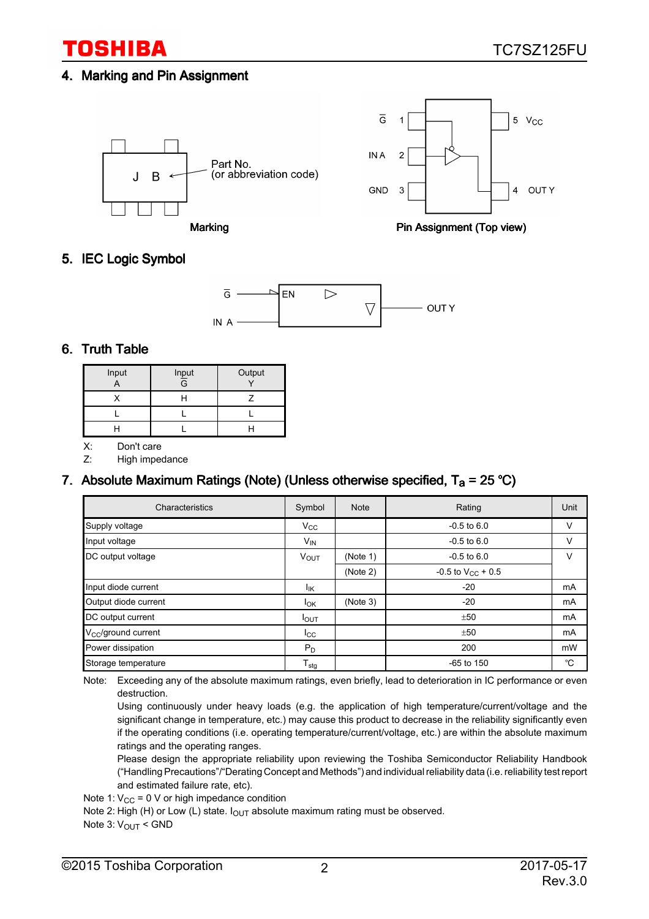## 4. Marking and Pin Assignment

Marking

Pin Assignment (Top view)

## 5. IEC Logic Symbol

## 6. Truth Table

| Input A | Input $\overline{G}$ | Output Y |
|---|---|---|
| X | H | Z |
| L | L | L |
| H | L | H |

X: Don't care

Z: High impedance

## 7. Absolute Maximum Ratings (Note) (Unless otherwise specified, $T_a$ = 25 °C)

| Characteristics | Symbol | Note | Rating | Unit |
|---|---|---|---|---|
| Supply voltage | $V_{CC}$ | | -0.5 to 6.0 | V |
| Input voltage | $V_{IN}$ | | -0.5 to 6.0 | V |
| DC output voltage | $V_{OUT}$ | (Note 1) | -0.5 to 6.0 | V |
| | | (Note 2) | -0.5 to $V_{CC}$ + 0.5 | |
| Input diode current | $I_{IK}$ | | -20 | mA |
| Output diode current | $I_{OK}$ | (Note 3) | -20 | mA |
| DC output current | $I_{OUT}$ | | ±50 | mA |
| $V_{CC}$/ground current | $I_{CC}$ | | ±50 | mA |
| Power dissipation | $P_D$ | | 200 | mW |
| Storage temperature | $T_{stg}$ | | -65 to 150 | °C |

Note: Exceeding any of the absolute maximum ratings, even briefly, lead to deterioration in IC performance or even destruction.
Using continuously under heavy loads (e.g. the application of high temperature/current/voltage and the significant change in temperature, etc.) may cause this product to decrease in the reliability significantly even if the operating conditions (i.e. operating temperature/current/voltage, etc.) are within the absolute maximum ratings and the operating ranges.
Please design the appropriate reliability upon reviewing the Toshiba Semiconductor Reliability Handbook ("Handling Precautions"/"Derating Concept and Methods") and individual reliability data (i.e. reliability test report and estimated failure rate, etc).

Note 1: $V_{CC}$ = 0 V or high impedance condition

Note 2: High (H) or Low (L) state. $I_{OUT}$ absolute maximum rating must be observed.

Note 3: $V_{OUT}$ < GND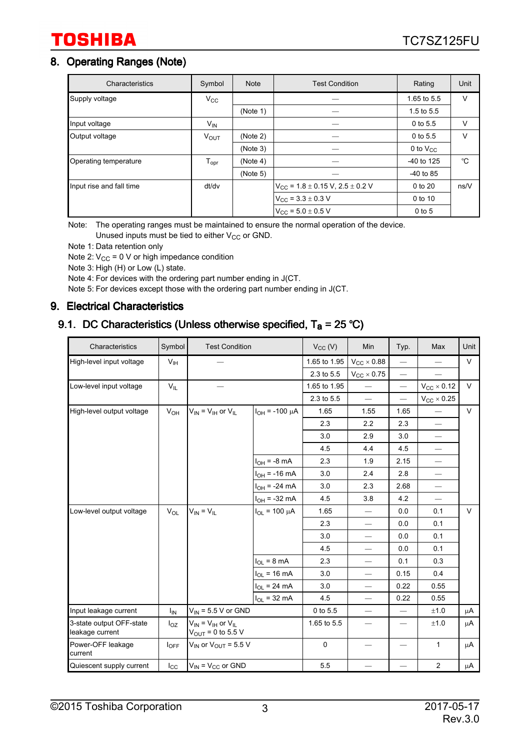## 8. Operating Ranges (Note)

| Characteristics | Symbol | Note | Test Condition | Rating | Unit |
|---|---|---|---|---|---|
| Supply voltage | $V_{CC}$ |  | — | 1.65 to 5.5 | V |
|  |  | (Note 1) | — | 1.5 to 5.5 |  |
| Input voltage | $V_{IN}$ |  | — | 0 to 5.5 | V |
| Output voltage | $V_{OUT}$ | (Note 2) | — | 0 to 5.5 | V |
|  |  | (Note 3) | — | 0 to $V_{CC}$ |  |
| Operating temperature | $T_{opr}$ | (Note 4) | — | -40 to 125 | °C |
|  |  | (Note 5) | — | -40 to 85 |  |
| Input rise and fall time | dt/dv |  | $V_{CC}$ = 1.8 ± 0.15 V, 2.5 ± 0.2 V | 0 to 20 | ns/V |
|  |  |  | $V_{CC}$ = 3.3 ± 0.3 V | 0 to 10 |  |
|  |  |  | $V_{CC}$ = 5.0 ± 0.5 V | 0 to 5 |  |

Note: The operating ranges must be maintained to ensure the normal operation of the device.
Unused inputs must be tied to either $V_{CC}$ or GND.

Note 1: Data retention only

Note 2: $V_{CC}$ = 0 V or high impedance condition

Note 3: High (H) or Low (L) state.

Note 4: For devices with the ordering part number ending in J(CT.

Note 5: For devices except those with the ordering part number ending in J(CT.

## 9. Electrical Characteristics

### 9.1. DC Characteristics (Unless otherwise specified, $T_a$ = 25 °C)

| Characteristics | Symbol | Test Condition | | $V_{CC}$ (V) | Min | Typ. | Max | Unit |
|---|---|---|---|---|---|---|---|---|
| High-level input voltage | $V_{IH}$ | — | | 1.65 to 1.95 | $V_{CC}$ × 0.88 | — | — | V |
|  |  |  | | 2.3 to 5.5 | $V_{CC}$ × 0.75 | — | — |  |
| Low-level input voltage | $V_{IL}$ | — | | 1.65 to 1.95 | — | — | $V_{CC}$ × 0.12 | V |
|  |  |  | | 2.3 to 5.5 | — | — | $V_{CC}$ × 0.25 |  |
| High-level output voltage | $V_{OH}$ | $V_{IN}$ = $V_{IH}$ or $V_{IL}$ | $I_{OH}$ = -100 μA | 1.65 | 1.55 | 1.65 | — | V |
|  |  |  |  | 2.3 | 2.2 | 2.3 | — |  |
|  |  |  |  | 3.0 | 2.9 | 3.0 | — |  |
|  |  |  |  | 4.5 | 4.4 | 4.5 | — |  |
|  |  |  | $I_{OH}$ = -8 mA | 2.3 | 1.9 | 2.15 | — |  |
|  |  |  | $I_{OH}$ = -16 mA | 3.0 | 2.4 | 2.8 | — |  |
|  |  |  | $I_{OH}$ = -24 mA | 3.0 | 2.3 | 2.68 | — |  |
|  |  |  | $I_{OH}$ = -32 mA | 4.5 | 3.8 | 4.2 | — |  |
| Low-level output voltage | $V_{OL}$ | $V_{IN}$ = $V_{IL}$ | $I_{OL}$ = 100 μA | 1.65 | — | 0.0 | 0.1 | V |
|  |  |  |  | 2.3 | — | 0.0 | 0.1 |  |
|  |  |  |  | 3.0 | — | 0.0 | 0.1 |  |
|  |  |  |  | 4.5 | — | 0.0 | 0.1 |  |
|  |  |  | $I_{OL}$ = 8 mA | 2.3 | — | 0.1 | 0.3 |  |
|  |  |  | $I_{OL}$ = 16 mA | 3.0 | — | 0.15 | 0.4 |  |
|  |  |  | $I_{OL}$ = 24 mA | 3.0 | — | 0.22 | 0.55 |  |
|  |  |  | $I_{OL}$ = 32 mA | 4.5 | — | 0.22 | 0.55 |  |
| Input leakage current | $I_{IN}$ | $V_{IN}$ = 5.5 V or GND | | 0 to 5.5 | — | — | ±1.0 | μA |
| 3-state output OFF-state leakage current | $I_{OZ}$ | $V_{IN}$ = $V_{IH}$ or $V_{IL}$ $V_{OUT}$ = 0 to 5.5 V | | 1.65 to 5.5 | — | — | ±1.0 | μA |
| Power-OFF leakage current | $I_{OFF}$ | $V_{IN}$ or $V_{OUT}$ = 5.5 V | | 0 | — | — | 1 | μA |
| Quiescent supply current | $I_{CC}$ | $V_{IN}$ = $V_{CC}$ or GND | | 5.5 | — | — | 2 | μA |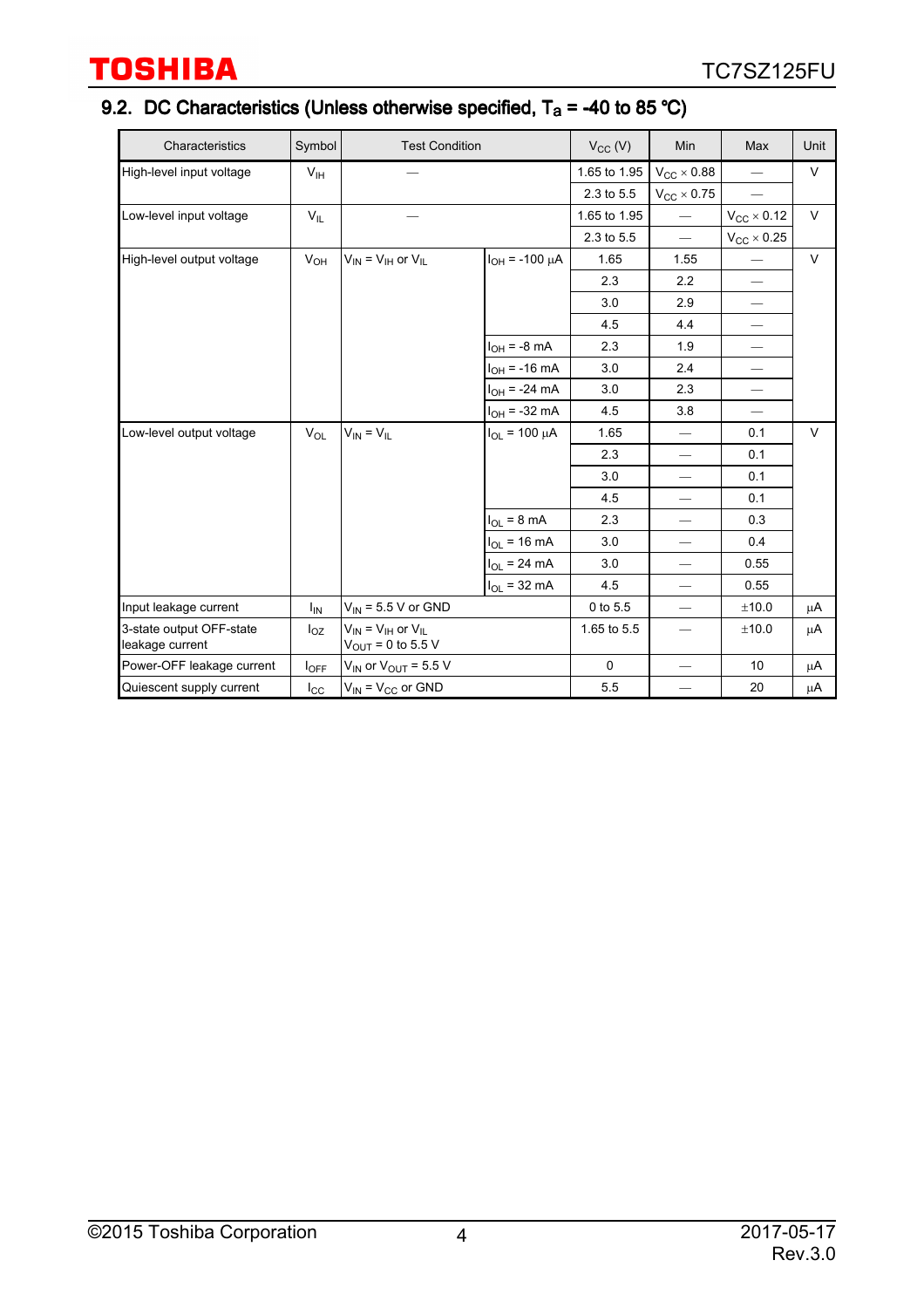## 9.2. DC Characteristics (Unless otherwise specified, $T_a$ = -40 to 85 °C)

| Characteristics | Symbol | Test Condition | | $V_{CC}$ (V) | Min | Max | Unit |
|---|---|---|---|---|---|---|---|
| High-level input voltage | $V_{IH}$ | — | | 1.65 to 1.95 | $V_{CC}$ × 0.88 | — | V |
| | | | | 2.3 to 5.5 | $V_{CC}$ × 0.75 | — | |
| Low-level input voltage | $V_{IL}$ | — | | 1.65 to 1.95 | — | $V_{CC}$ × 0.12 | V |
| | | | | 2.3 to 5.5 | — | $V_{CC}$ × 0.25 | |
| High-level output voltage | $V_{OH}$ | $V_{IN}$ = $V_{IH}$ or $V_{IL}$ | $I_{OH}$ = -100 μA | 1.65 | 1.55 | — | V |
| | | | | 2.3 | 2.2 | — | |
| | | | | 3.0 | 2.9 | — | |
| | | | | 4.5 | 4.4 | — | |
| | | | $I_{OH}$ = -8 mA | 2.3 | 1.9 | — | |
| | | | $I_{OH}$ = -16 mA | 3.0 | 2.4 | — | |
| | | | $I_{OH}$ = -24 mA | 3.0 | 2.3 | — | |
| | | | $I_{OH}$ = -32 mA | 4.5 | 3.8 | — | |
| Low-level output voltage | $V_{OL}$ | $V_{IN}$ = $V_{IL}$ | $I_{OL}$ = 100 μA | 1.65 | — | 0.1 | V |
| | | | | 2.3 | — | 0.1 | |
| | | | | 3.0 | — | 0.1 | |
| | | | | 4.5 | — | 0.1 | |
| | | | $I_{OL}$ = 8 mA | 2.3 | — | 0.3 | |
| | | | $I_{OL}$ = 16 mA | 3.0 | — | 0.4 | |
| | | | $I_{OL}$ = 24 mA | 3.0 | — | 0.55 | |
| | | | $I_{OL}$ = 32 mA | 4.5 | — | 0.55 | |
| Input leakage current | $I_{IN}$ | $V_{IN}$ = 5.5 V or GND | | 0 to 5.5 | — | ±10.0 | μA |
| 3-state output OFF-state leakage current | $I_{OZ}$ | $V_{IN}$ = $V_{IH}$ or $V_{IL}$, $V_{OUT}$ = 0 to 5.5 V | | 1.65 to 5.5 | — | ±10.0 | μA |
| Power-OFF leakage current | $I_{OFF}$ | $V_{IN}$ or $V_{OUT}$ = 5.5 V | | 0 | — | 10 | μA |
| Quiescent supply current | $I_{CC}$ | $V_{IN}$ = $V_{CC}$ or GND | | 5.5 | — | 20 | μA |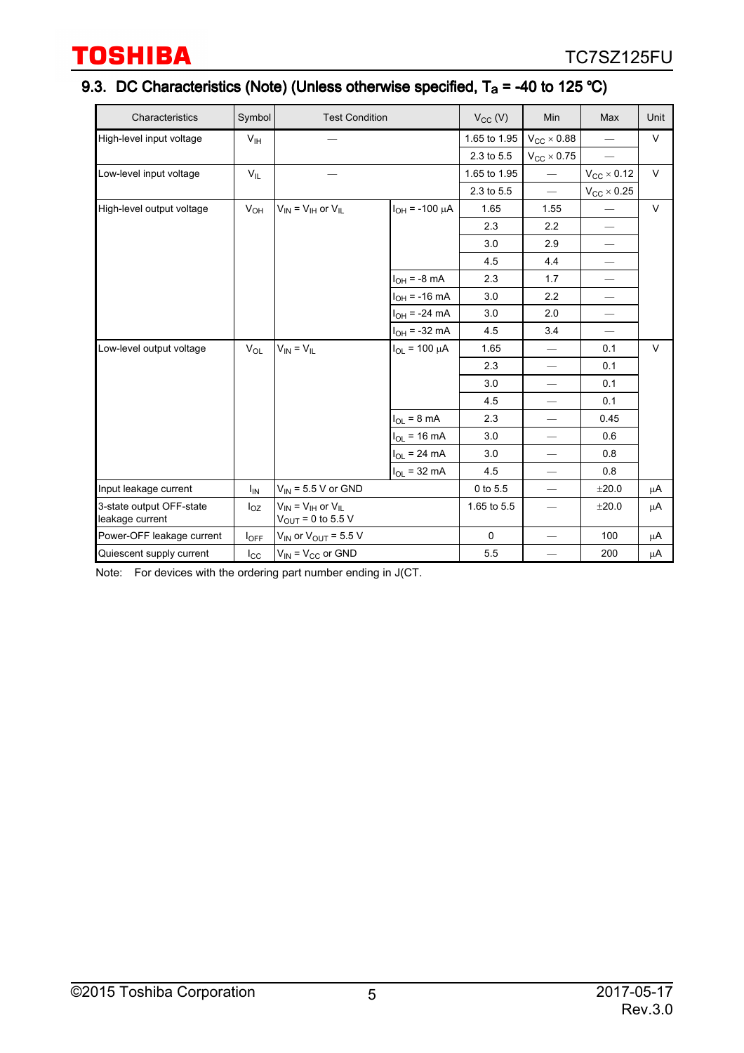## 9.3. DC Characteristics (Note) (Unless otherwise specified, $T_a$ = -40 to 125 °C)

| Characteristics | Symbol | Test Condition | | $V_{CC}$ (V) | Min | Max | Unit |
|---|---|---|---|---|---|---|---|
| High-level input voltage | $V_{IH}$ | — | | 1.65 to 1.95 | $V_{CC} \times 0.88$ | — | V |
| | | | | 2.3 to 5.5 | $V_{CC} \times 0.75$ | — | |
| Low-level input voltage | $V_{IL}$ | — | | 1.65 to 1.95 | — | $V_{CC} \times 0.12$ | V |
| | | | | 2.3 to 5.5 | — | $V_{CC} \times 0.25$ | |
| High-level output voltage | $V_{OH}$ | $V_{IN} = V_{IH}$ or $V_{IL}$ | $I_{OH}$ = -100 μA | 1.65 | 1.55 | — | V |
| | | | | 2.3 | 2.2 | — | |
| | | | | 3.0 | 2.9 | — | |
| | | | | 4.5 | 4.4 | — | |
| | | | $I_{OH}$ = -8 mA | 2.3 | 1.7 | — | |
| | | | $I_{OH}$ = -16 mA | 3.0 | 2.2 | — | |
| | | | $I_{OH}$ = -24 mA | 3.0 | 2.0 | — | |
| | | | $I_{OH}$ = -32 mA | 4.5 | 3.4 | — | |
| Low-level output voltage | $V_{OL}$ | $V_{IN} = V_{IL}$ | $I_{OL}$ = 100 μA | 1.65 | — | 0.1 | V |
| | | | | 2.3 | — | 0.1 | |
| | | | | 3.0 | — | 0.1 | |
| | | | | 4.5 | — | 0.1 | |
| | | | $I_{OL}$ = 8 mA | 2.3 | — | 0.45 | |
| | | | $I_{OL}$ = 16 mA | 3.0 | — | 0.6 | |
| | | | $I_{OL}$ = 24 mA | 3.0 | — | 0.8 | |
| | | | $I_{OL}$ = 32 mA | 4.5 | — | 0.8 | |
| Input leakage current | $I_{IN}$ | $V_{IN}$ = 5.5 V or GND | | 0 to 5.5 | — | ±20.0 | μA |
| 3-state output OFF-state leakage current | $I_{OZ}$ | $V_{IN} = V_{IH}$ or $V_{IL}$ $V_{OUT}$ = 0 to 5.5 V | | 1.65 to 5.5 | — | ±20.0 | μA |
| Power-OFF leakage current | $I_{OFF}$ | $V_{IN}$ or $V_{OUT}$ = 5.5 V | | 0 | — | 100 | μA |
| Quiescent supply current | $I_{CC}$ | $V_{IN} = V_{CC}$ or GND | | 5.5 | — | 200 | μA |

Note: For devices with the ordering part number ending in J(CT.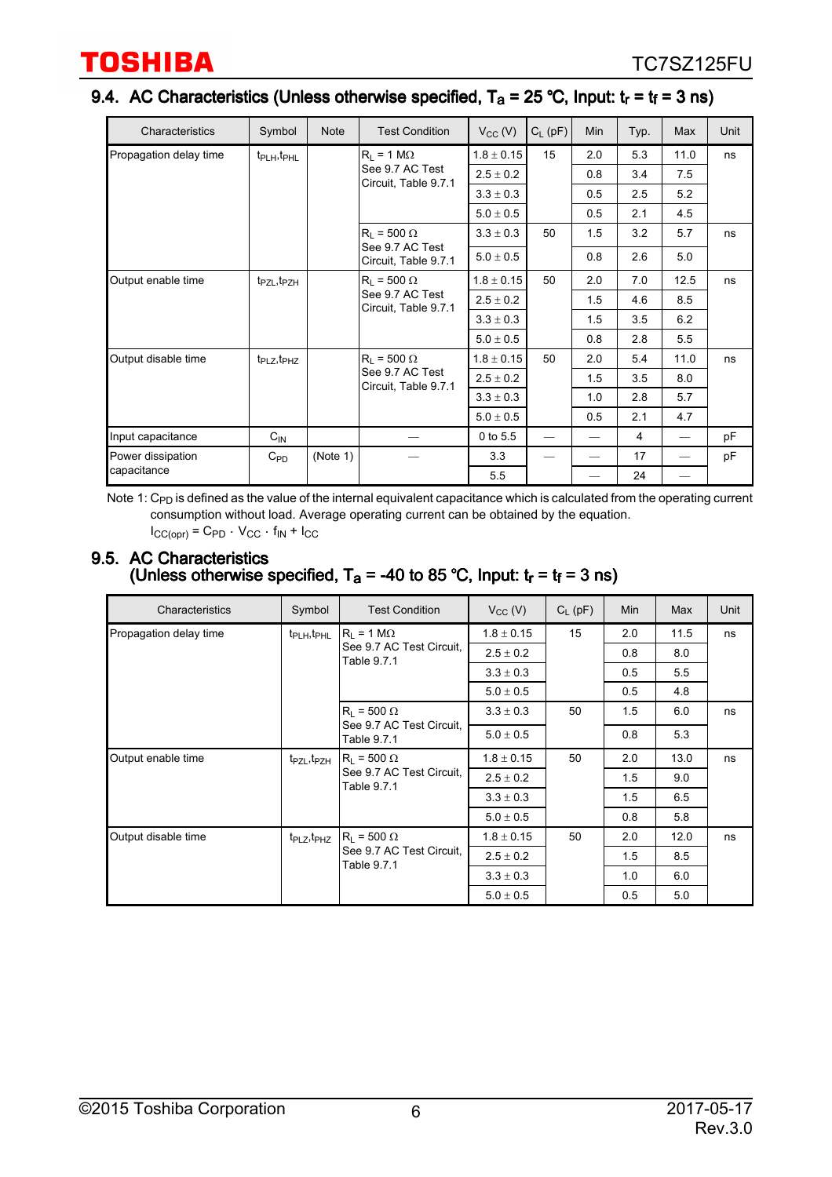## 9.4. AC Characteristics (Unless otherwise specified, $T_a$ = 25 °C, Input: $t_r$ = $t_f$ = 3 ns)

| Characteristics | Symbol | Note | Test Condition | $V_{CC}$ (V) | $C_L$ (pF) | Min | Typ. | Max | Unit |
|---|---|---|---|---|---|---|---|---|---|
| Propagation delay time | $t_{PLH}$,$t_{PHL}$ | | $R_L$ = 1 MΩ See 9.7 AC Test Circuit, Table 9.7.1 | 1.8 ± 0.15 | 15 | 2.0 | 5.3 | 11.0 | ns |
| | | | | 2.5 ± 0.2 | | 0.8 | 3.4 | 7.5 | |
| | | | | 3.3 ± 0.3 | | 0.5 | 2.5 | 5.2 | |
| | | | | 5.0 ± 0.5 | | 0.5 | 2.1 | 4.5 | |
| | | | $R_L$ = 500 Ω See 9.7 AC Test Circuit, Table 9.7.1 | 3.3 ± 0.3 | 50 | 1.5 | 3.2 | 5.7 | ns |
| | | | | 5.0 ± 0.5 | | 0.8 | 2.6 | 5.0 | |
| Output enable time | $t_{PZL}$,$t_{PZH}$ | | $R_L$ = 500 Ω See 9.7 AC Test Circuit, Table 9.7.1 | 1.8 ± 0.15 | 50 | 2.0 | 7.0 | 12.5 | ns |
| | | | | 2.5 ± 0.2 | | 1.5 | 4.6 | 8.5 | |
| | | | | 3.3 ± 0.3 | | 1.5 | 3.5 | 6.2 | |
| | | | | 5.0 ± 0.5 | | 0.8 | 2.8 | 5.5 | |
| Output disable time | $t_{PLZ}$,$t_{PHZ}$ | | $R_L$ = 500 Ω See 9.7 AC Test Circuit, Table 9.7.1 | 1.8 ± 0.15 | 50 | 2.0 | 5.4 | 11.0 | ns |
| | | | | 2.5 ± 0.2 | | 1.5 | 3.5 | 8.0 | |
| | | | | 3.3 ± 0.3 | | 1.0 | 2.8 | 5.7 | |
| | | | | 5.0 ± 0.5 | | 0.5 | 2.1 | 4.7 | |
| Input capacitance | $C_{IN}$ | | — | 0 to 5.5 | — | — | 4 | — | pF |
| Power dissipation capacitance | $C_{PD}$ | (Note 1) | — | 3.3 | — | — | 17 | — | pF |
| | | | | 5.5 | | — | 24 | — | |

Note 1: $C_{PD}$ is defined as the value of the internal equivalent capacitance which is calculated from the operating current consumption without load. Average operating current can be obtained by the equation.
$I_{CC(opr)} = C_{PD} \cdot V_{CC} \cdot f_{IN} + I_{CC}$

## 9.5. AC Characteristics (Unless otherwise specified, $T_a$ = -40 to 85 °C, Input: $t_r$ = $t_f$ = 3 ns)

| Characteristics | Symbol | Test Condition | $V_{CC}$ (V) | $C_L$ (pF) | Min | Max | Unit |
|---|---|---|---|---|---|---|---|
| Propagation delay time | $t_{PLH}$,$t_{PHL}$ | $R_L$ = 1 MΩ See 9.7 AC Test Circuit, Table 9.7.1 | 1.8 ± 0.15 | 15 | 2.0 | 11.5 | ns |
| | | | 2.5 ± 0.2 | | 0.8 | 8.0 | |
| | | | 3.3 ± 0.3 | | 0.5 | 5.5 | |
| | | | 5.0 ± 0.5 | | 0.5 | 4.8 | |
| | | $R_L$ = 500 Ω See 9.7 AC Test Circuit, Table 9.7.1 | 3.3 ± 0.3 | 50 | 1.5 | 6.0 | ns |
| | | | 5.0 ± 0.5 | | 0.8 | 5.3 | |
| Output enable time | $t_{PZL}$,$t_{PZH}$ | $R_L$ = 500 Ω See 9.7 AC Test Circuit, Table 9.7.1 | 1.8 ± 0.15 | 50 | 2.0 | 13.0 | ns |
| | | | 2.5 ± 0.2 | | 1.5 | 9.0 | |
| | | | 3.3 ± 0.3 | | 1.5 | 6.5 | |
| | | | 5.0 ± 0.5 | | 0.8 | 5.8 | |
| Output disable time | $t_{PLZ}$,$t_{PHZ}$ | $R_L$ = 500 Ω See 9.7 AC Test Circuit, Table 9.7.1 | 1.8 ± 0.15 | 50 | 2.0 | 12.0 | ns |
| | | | 2.5 ± 0.2 | | 1.5 | 8.5 | |
| | | | 3.3 ± 0.3 | | 1.0 | 6.0 | |
| | | | 5.0 ± 0.5 | | 0.5 | 5.0 | |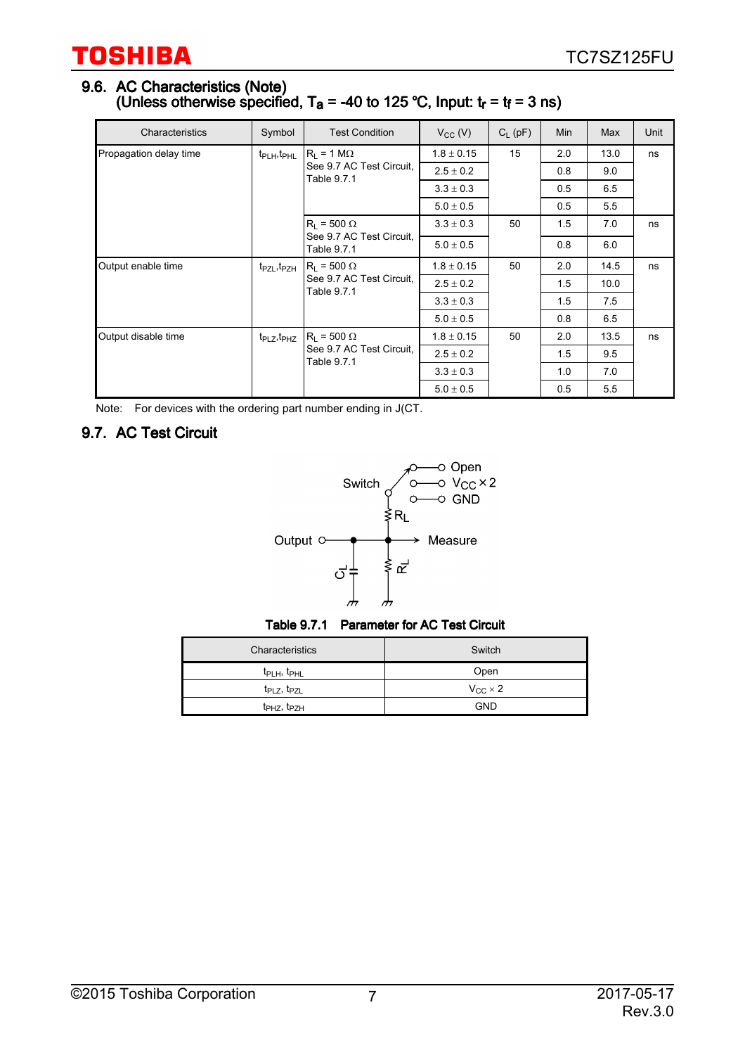## 9.6. AC Characteristics (Note)

### (Unless otherwise specified, $T_a$ = -40 to 125 °C, Input: $t_r$ = $t_f$ = 3 ns)

| Characteristics | Symbol | Test Condition | $V_{CC}$ (V) | $C_L$ (pF) | Min | Max | Unit |
|---|---|---|---|---|---|---|---|
| Propagation delay time | $t_{PLH}$,$t_{PHL}$ | $R_L$ = 1 MΩ See 9.7 AC Test Circuit, Table 9.7.1 | 1.8 ± 0.15 | 15 | 2.0 | 13.0 | ns |
| | | | 2.5 ± 0.2 | | 0.8 | 9.0 | |
| | | | 3.3 ± 0.3 | | 0.5 | 6.5 | |
| | | | 5.0 ± 0.5 | | 0.5 | 5.5 | |
| | | $R_L$ = 500 Ω See 9.7 AC Test Circuit, Table 9.7.1 | 3.3 ± 0.3 | 50 | 1.5 | 7.0 | ns |
| | | | 5.0 ± 0.5 | | 0.8 | 6.0 | |
| Output enable time | $t_{PZL}$,$t_{PZH}$ | $R_L$ = 500 Ω See 9.7 AC Test Circuit, Table 9.7.1 | 1.8 ± 0.15 | 50 | 2.0 | 14.5 | ns |
| | | | 2.5 ± 0.2 | | 1.5 | 10.0 | |
| | | | 3.3 ± 0.3 | | 1.5 | 7.5 | |
| | | | 5.0 ± 0.5 | | 0.8 | 6.5 | |
| Output disable time | $t_{PLZ}$,$t_{PHZ}$ | $R_L$ = 500 Ω See 9.7 AC Test Circuit, Table 9.7.1 | 1.8 ± 0.15 | 50 | 2.0 | 13.5 | ns |
| | | | 2.5 ± 0.2 | | 1.5 | 9.5 | |
| | | | 3.3 ± 0.3 | | 1.0 | 7.0 | |
| | | | 5.0 ± 0.5 | | 0.5 | 5.5 | |

Note: For devices with the ordering part number ending in J(CT.

## 9.7. AC Test Circuit

Switch — Open / $V_{CC}$ × 2 / GND

$R_L$

Output — Measure

$C_L$ $R_L$

**Table 9.7.1 Parameter for AC Test Circuit**

| Characteristics | Switch |
|---|---|
| $t_{PLH}$, $t_{PHL}$ | Open |
| $t_{PLZ}$, $t_{PZL}$ | $V_{CC}$ × 2 |
| $t_{PHZ}$, $t_{PZH}$ | GND |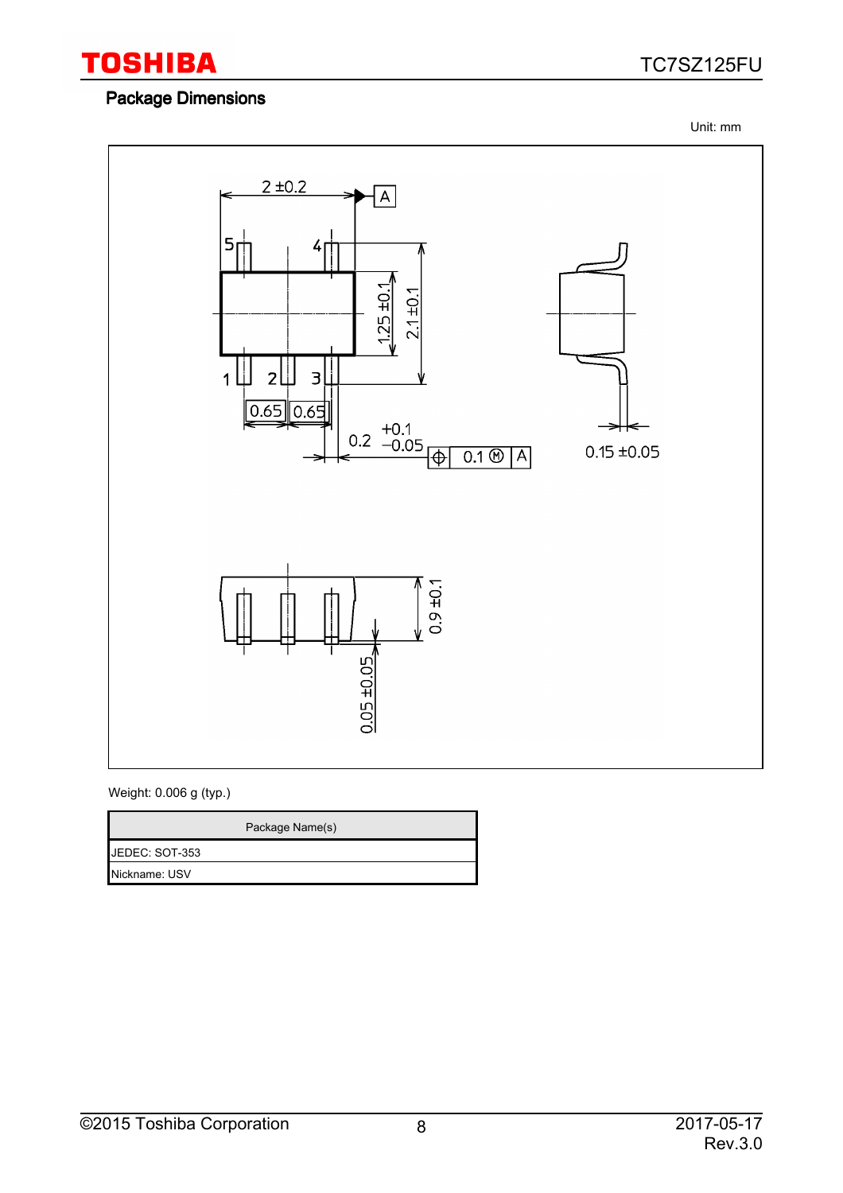## Package Dimensions

Unit: mm

Weight: 0.006 g (typ.)

| Package Name(s) |
|---|
| JEDEC: SOT-353 |
| Nickname: USV |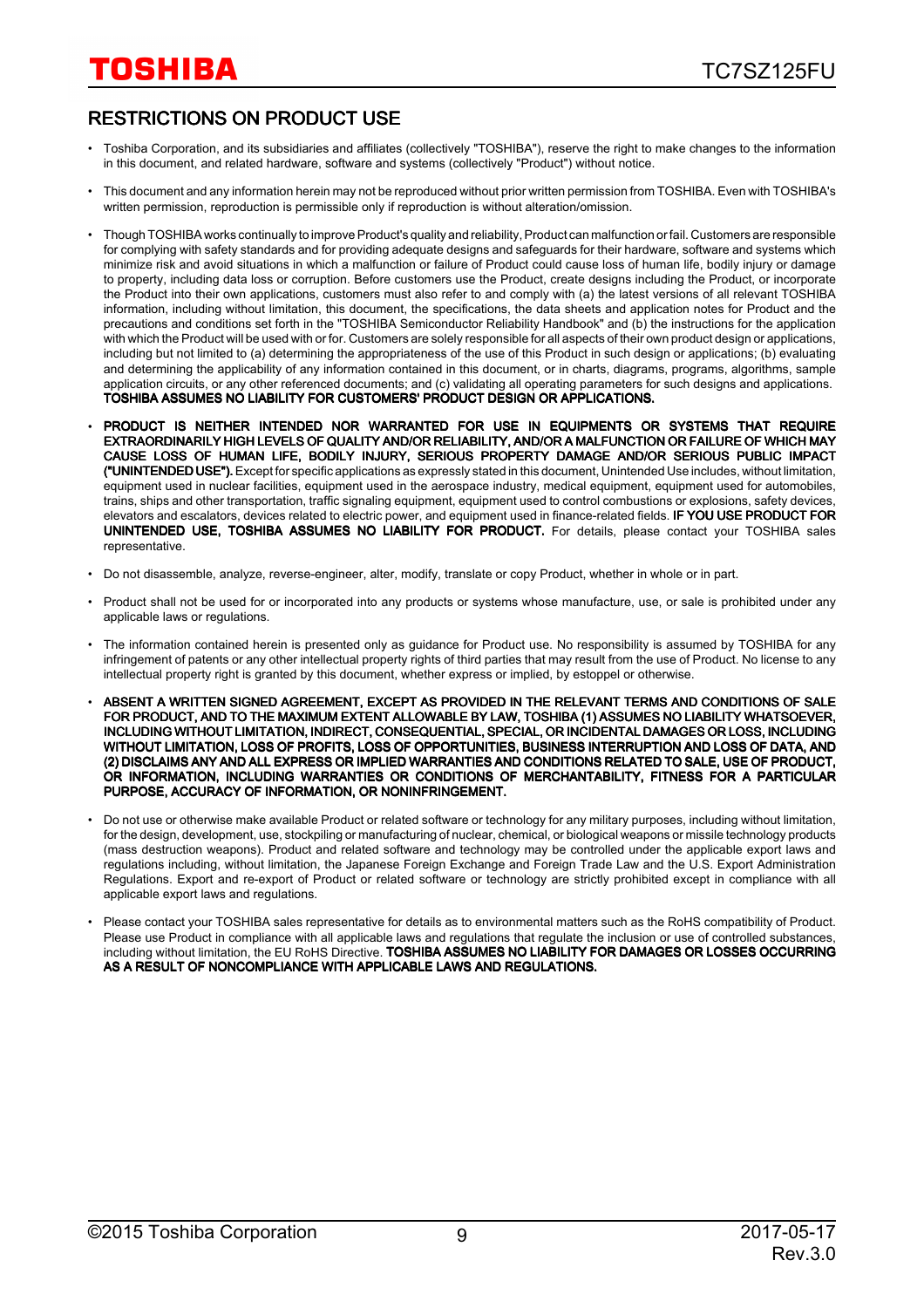## RESTRICTIONS ON PRODUCT USE

- Toshiba Corporation, and its subsidiaries and affiliates (collectively "TOSHIBA"), reserve the right to make changes to the information in this document, and related hardware, software and systems (collectively "Product") without notice.
- This document and any information herein may not be reproduced without prior written permission from TOSHIBA. Even with TOSHIBA's written permission, reproduction is permissible only if reproduction is without alteration/omission.
- Though TOSHIBA works continually to improve Product's quality and reliability, Product can malfunction or fail. Customers are responsible for complying with safety standards and for providing adequate designs and safeguards for their hardware, software and systems which minimize risk and avoid situations in which a malfunction or failure of Product could cause loss of human life, bodily injury or damage to property, including data loss or corruption. Before customers use the Product, create designs including the Product, or incorporate the Product into their own applications, customers must also refer to and comply with (a) the latest versions of all relevant TOSHIBA information, including without limitation, this document, the specifications, the data sheets and application notes for Product and the precautions and conditions set forth in the "TOSHIBA Semiconductor Reliability Handbook" and (b) the instructions for the application with which the Product will be used with or for. Customers are solely responsible for all aspects of their own product design or applications, including but not limited to (a) determining the appropriateness of the use of this Product in such design or applications; (b) evaluating and determining the applicability of any information contained in this document, or in charts, diagrams, programs, algorithms, sample application circuits, or any other referenced documents; and (c) validating all operating parameters for such designs and applications. **TOSHIBA ASSUMES NO LIABILITY FOR CUSTOMERS' PRODUCT DESIGN OR APPLICATIONS.**
- **PRODUCT IS NEITHER INTENDED NOR WARRANTED FOR USE IN EQUIPMENTS OR SYSTEMS THAT REQUIRE EXTRAORDINARILY HIGH LEVELS OF QUALITY AND/OR RELIABILITY, AND/OR A MALFUNCTION OR FAILURE OF WHICH MAY CAUSE LOSS OF HUMAN LIFE, BODILY INJURY, SERIOUS PROPERTY DAMAGE AND/OR SERIOUS PUBLIC IMPACT ("UNINTENDED USE").** Except for specific applications as expressly stated in this document, Unintended Use includes, without limitation, equipment used in nuclear facilities, equipment used in the aerospace industry, medical equipment, equipment used for automobiles, trains, ships and other transportation, traffic signaling equipment, equipment used to control combustions or explosions, safety devices, elevators and escalators, devices related to electric power, and equipment used in finance-related fields. **IF YOU USE PRODUCT FOR UNINTENDED USE, TOSHIBA ASSUMES NO LIABILITY FOR PRODUCT.** For details, please contact your TOSHIBA sales representative.
- Do not disassemble, analyze, reverse-engineer, alter, modify, translate or copy Product, whether in whole or in part.
- Product shall not be used for or incorporated into any products or systems whose manufacture, use, or sale is prohibited under any applicable laws or regulations.
- The information contained herein is presented only as guidance for Product use. No responsibility is assumed by TOSHIBA for any infringement of patents or any other intellectual property rights of third parties that may result from the use of Product. No license to any intellectual property right is granted by this document, whether express or implied, by estoppel or otherwise.
- **ABSENT A WRITTEN SIGNED AGREEMENT, EXCEPT AS PROVIDED IN THE RELEVANT TERMS AND CONDITIONS OF SALE FOR PRODUCT, AND TO THE MAXIMUM EXTENT ALLOWABLE BY LAW, TOSHIBA (1) ASSUMES NO LIABILITY WHATSOEVER, INCLUDING WITHOUT LIMITATION, INDIRECT, CONSEQUENTIAL, SPECIAL, OR INCIDENTAL DAMAGES OR LOSS, INCLUDING WITHOUT LIMITATION, LOSS OF PROFITS, LOSS OF OPPORTUNITIES, BUSINESS INTERRUPTION AND LOSS OF DATA, AND (2) DISCLAIMS ANY AND ALL EXPRESS OR IMPLIED WARRANTIES AND CONDITIONS RELATED TO SALE, USE OF PRODUCT, OR INFORMATION, INCLUDING WARRANTIES OR CONDITIONS OF MERCHANTABILITY, FITNESS FOR A PARTICULAR PURPOSE, ACCURACY OF INFORMATION, OR NONINFRINGEMENT.**
- Do not use or otherwise make available Product or related software or technology for any military purposes, including without limitation, for the design, development, use, stockpiling or manufacturing of nuclear, chemical, or biological weapons or missile technology products (mass destruction weapons). Product and related software and technology may be controlled under the applicable export laws and regulations including, without limitation, the Japanese Foreign Exchange and Foreign Trade Law and the U.S. Export Administration Regulations. Export and re-export of Product or related software or technology are strictly prohibited except in compliance with all applicable export laws and regulations.
- Please contact your TOSHIBA sales representative for details as to environmental matters such as the RoHS compatibility of Product. Please use Product in compliance with all applicable laws and regulations that regulate the inclusion or use of controlled substances, including without limitation, the EU RoHS Directive. **TOSHIBA ASSUMES NO LIABILITY FOR DAMAGES OR LOSSES OCCURRING AS A RESULT OF NONCOMPLIANCE WITH APPLICABLE LAWS AND REGULATIONS.**